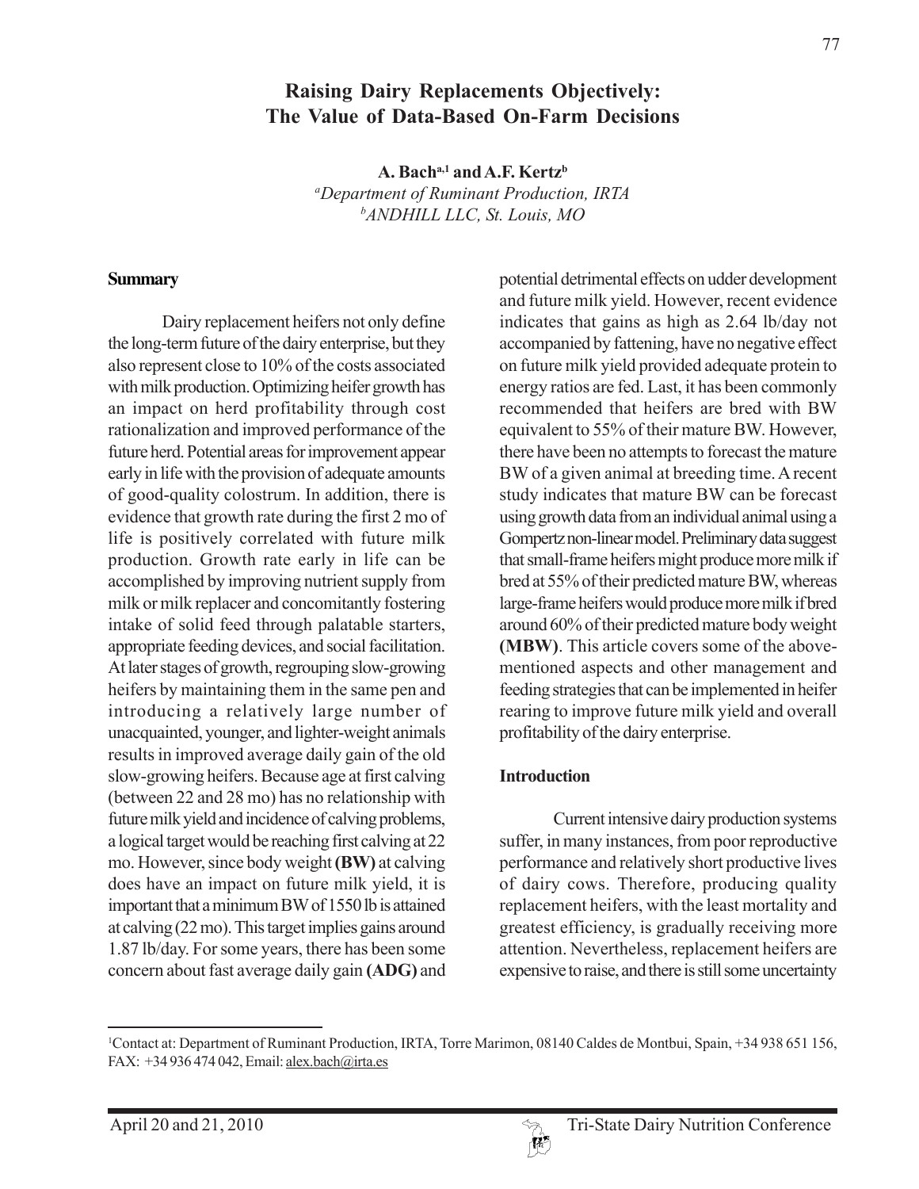# Raising Dairy Replacements Objectively: The Value of Data-Based On-Farm Decisions

**A. Bach[a,1] and A.F. Kertz[b]**

*[a]Department of Ruminant Production, IRTA*
*[b]ANDHILL LLC, St. Louis, MO*

## Summary

Dairy replacement heifers not only define the long-term future of the dairy enterprise, but they also represent close to 10% of the costs associated with milk production. Optimizing heifer growth has an impact on herd profitability through cost rationalization and improved performance of the future herd. Potential areas for improvement appear early in life with the provision of adequate amounts of good-quality colostrum. In addition, there is evidence that growth rate during the first 2 mo of life is positively correlated with future milk production. Growth rate early in life can be accomplished by improving nutrient supply from milk or milk replacer and concomitantly fostering intake of solid feed through palatable starters, appropriate feeding devices, and social facilitation. At later stages of growth, regrouping slow-growing heifers by maintaining them in the same pen and introducing a relatively large number of unacquainted, younger, and lighter-weight animals results in improved average daily gain of the old slow-growing heifers. Because age at first calving (between 22 and 28 mo) has no relationship with future milk yield and incidence of calving problems, a logical target would be reaching first calving at 22 mo. However, since body weight **(BW)** at calving does have an impact on future milk yield, it is important that a minimum BW of 1550 lb is attained at calving (22 mo). This target implies gains around 1.87 lb/day. For some years, there has been some concern about fast average daily gain **(ADG)** and potential detrimental effects on udder development and future milk yield. However, recent evidence indicates that gains as high as 2.64 lb/day not accompanied by fattening, have no negative effect on future milk yield provided adequate protein to energy ratios are fed. Last, it has been commonly recommended that heifers are bred with BW equivalent to 55% of their mature BW. However, there have been no attempts to forecast the mature BW of a given animal at breeding time. A recent study indicates that mature BW can be forecast using growth data from an individual animal using a Gompertz non-linear model. Preliminary data suggest that small-frame heifers might produce more milk if bred at 55% of their predicted mature BW, whereas large-frame heifers would produce more milk if bred around 60% of their predicted mature body weight **(MBW)**. This article covers some of the above-mentioned aspects and other management and feeding strategies that can be implemented in heifer rearing to improve future milk yield and overall profitability of the dairy enterprise.

## Introduction

Current intensive dairy production systems suffer, in many instances, from poor reproductive performance and relatively short productive lives of dairy cows. Therefore, producing quality replacement heifers, with the least mortality and greatest efficiency, is gradually receiving more attention. Nevertheless, replacement heifers are expensive to raise, and there is still some uncertainty

---

[1]Contact at: Department of Ruminant Production, IRTA, Torre Marimon, 08140 Caldes de Montbui, Spain, +34 938 651 156, FAX: +34 936 474 042, Email: alex.bach@irta.es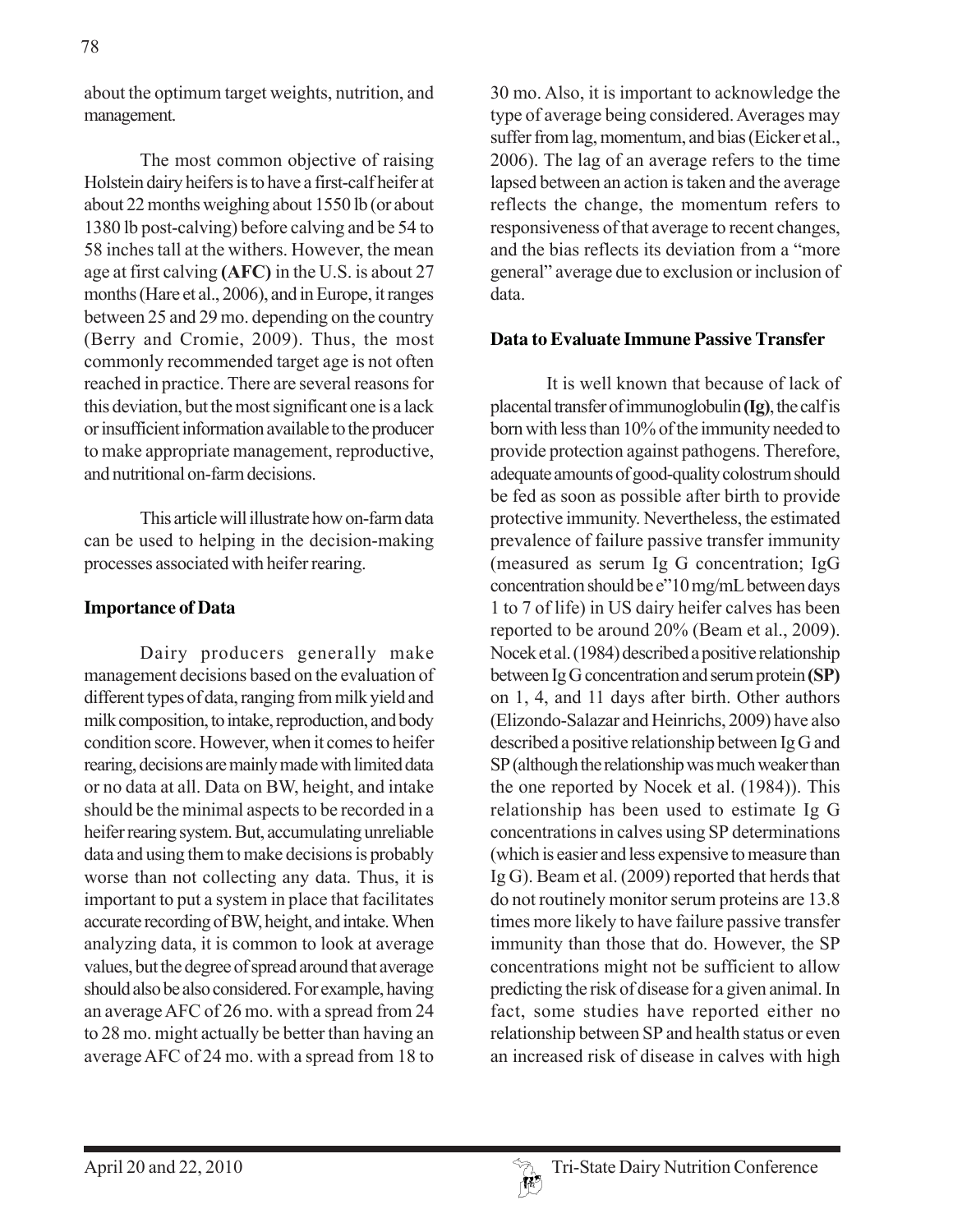about the optimum target weights, nutrition, and management.

The most common objective of raising Holstein dairy heifers is to have a first-calf heifer at about 22 months weighing about 1550 lb (or about 1380 lb post-calving) before calving and be 54 to 58 inches tall at the withers. However, the mean age at first calving **(AFC)** in the U.S. is about 27 months (Hare et al., 2006), and in Europe, it ranges between 25 and 29 mo. depending on the country (Berry and Cromie, 2009). Thus, the most commonly recommended target age is not often reached in practice. There are several reasons for this deviation, but the most significant one is a lack or insufficient information available to the producer to make appropriate management, reproductive, and nutritional on-farm decisions.

This article will illustrate how on-farm data can be used to helping in the decision-making processes associated with heifer rearing.

## Importance of Data

Dairy producers generally make management decisions based on the evaluation of different types of data, ranging from milk yield and milk composition, to intake, reproduction, and body condition score. However, when it comes to heifer rearing, decisions are mainly made with limited data or no data at all. Data on BW, height, and intake should be the minimal aspects to be recorded in a heifer rearing system. But, accumulating unreliable data and using them to make decisions is probably worse than not collecting any data. Thus, it is important to put a system in place that facilitates accurate recording of BW, height, and intake. When analyzing data, it is common to look at average values, but the degree of spread around that average should also be also considered. For example, having an average AFC of 26 mo. with a spread from 24 to 28 mo. might actually be better than having an average AFC of 24 mo. with a spread from 18 to 30 mo. Also, it is important to acknowledge the type of average being considered. Averages may suffer from lag, momentum, and bias (Eicker et al., 2006). The lag of an average refers to the time lapsed between an action is taken and the average reflects the change, the momentum refers to responsiveness of that average to recent changes, and the bias reflects its deviation from a "more general" average due to exclusion or inclusion of data.

## Data to Evaluate Immune Passive Transfer

It is well known that because of lack of placental transfer of immunoglobulin **(Ig)**, the calf is born with less than 10% of the immunity needed to provide protection against pathogens. Therefore, adequate amounts of good-quality colostrum should be fed as soon as possible after birth to provide protective immunity. Nevertheless, the estimated prevalence of failure passive transfer immunity (measured as serum Ig G concentration; IgG concentration should be e"10 mg/mL between days 1 to 7 of life) in US dairy heifer calves has been reported to be around 20% (Beam et al., 2009). Nocek et al. (1984) described a positive relationship between Ig G concentration and serum protein **(SP)** on 1, 4, and 11 days after birth. Other authors (Elizondo-Salazar and Heinrichs, 2009) have also described a positive relationship between Ig G and SP (although the relationship was much weaker than the one reported by Nocek et al. (1984)). This relationship has been used to estimate Ig G concentrations in calves using SP determinations (which is easier and less expensive to measure than Ig G). Beam et al. (2009) reported that herds that do not routinely monitor serum proteins are 13.8 times more likely to have failure passive transfer immunity than those that do. However, the SP concentrations might not be sufficient to allow predicting the risk of disease for a given animal. In fact, some studies have reported either no relationship between SP and health status or even an increased risk of disease in calves with high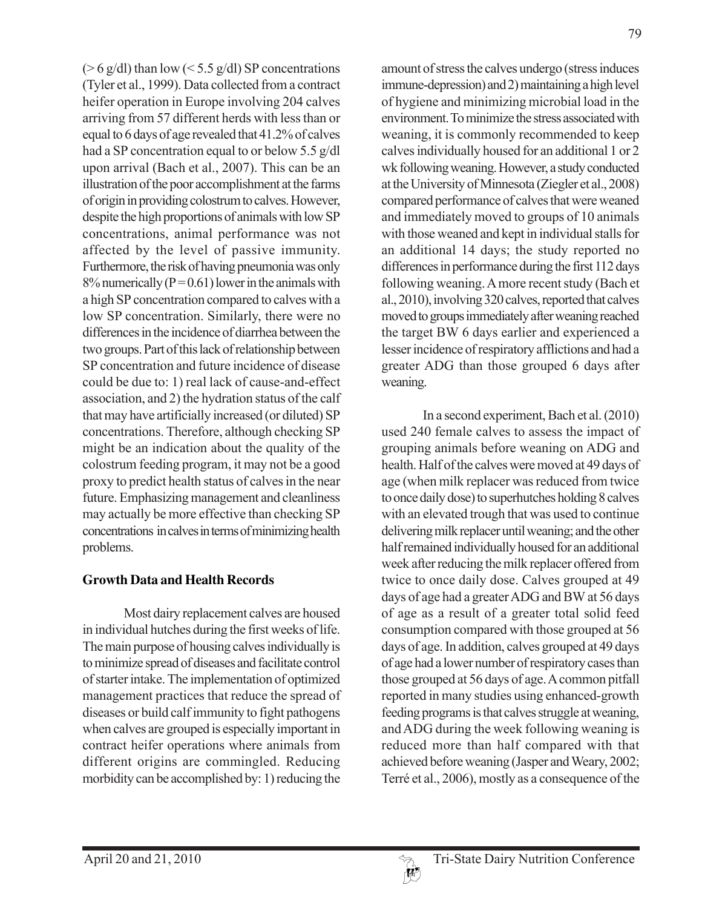(> 6 g/dl) than low (< 5.5 g/dl) SP concentrations (Tyler et al., 1999). Data collected from a contract heifer operation in Europe involving 204 calves arriving from 57 different herds with less than or equal to 6 days of age revealed that 41.2% of calves had a SP concentration equal to or below 5.5 g/dl upon arrival (Bach et al., 2007). This can be an illustration of the poor accomplishment at the farms of origin in providing colostrum to calves. However, despite the high proportions of animals with low SP concentrations, animal performance was not affected by the level of passive immunity. Furthermore, the risk of having pneumonia was only 8% numerically ($P = 0.61$) lower in the animals with a high SP concentration compared to calves with a low SP concentration. Similarly, there were no differences in the incidence of diarrhea between the two groups. Part of this lack of relationship between SP concentration and future incidence of disease could be due to: 1) real lack of cause-and-effect association, and 2) the hydration status of the calf that may have artificially increased (or diluted) SP concentrations. Therefore, although checking SP might be an indication about the quality of the colostrum feeding program, it may not be a good proxy to predict health status of calves in the near future. Emphasizing management and cleanliness may actually be more effective than checking SP concentrations in calves in terms of minimizing health problems.

**Growth Data and Health Records**

Most dairy replacement calves are housed in individual hutches during the first weeks of life. The main purpose of housing calves individually is to minimize spread of diseases and facilitate control of starter intake. The implementation of optimized management practices that reduce the spread of diseases or build calf immunity to fight pathogens when calves are grouped is especially important in contract heifer operations where animals from different origins are commingled. Reducing morbidity can be accomplished by: 1) reducing the amount of stress the calves undergo (stress induces immune-depression) and 2) maintaining a high level of hygiene and minimizing microbial load in the environment. To minimize the stress associated with weaning, it is commonly recommended to keep calves individually housed for an additional 1 or 2 wk following weaning. However, a study conducted at the University of Minnesota (Ziegler et al., 2008) compared performance of calves that were weaned and immediately moved to groups of 10 animals with those weaned and kept in individual stalls for an additional 14 days; the study reported no differences in performance during the first 112 days following weaning. A more recent study (Bach et al., 2010), involving 320 calves, reported that calves moved to groups immediately after weaning reached the target BW 6 days earlier and experienced a lesser incidence of respiratory afflictions and had a greater ADG than those grouped 6 days after weaning.

In a second experiment, Bach et al. (2010) used 240 female calves to assess the impact of grouping animals before weaning on ADG and health. Half of the calves were moved at 49 days of age (when milk replacer was reduced from twice to once daily dose) to superhutches holding 8 calves with an elevated trough that was used to continue delivering milk replacer until weaning; and the other half remained individually housed for an additional week after reducing the milk replacer offered from twice to once daily dose. Calves grouped at 49 days of age had a greater ADG and BW at 56 days of age as a result of a greater total solid feed consumption compared with those grouped at 56 days of age. In addition, calves grouped at 49 days of age had a lower number of respiratory cases than those grouped at 56 days of age. A common pitfall reported in many studies using enhanced-growth feeding programs is that calves struggle at weaning, and ADG during the week following weaning is reduced more than half compared with that achieved before weaning (Jasper and Weary, 2002; Terré et al., 2006), mostly as a consequence of the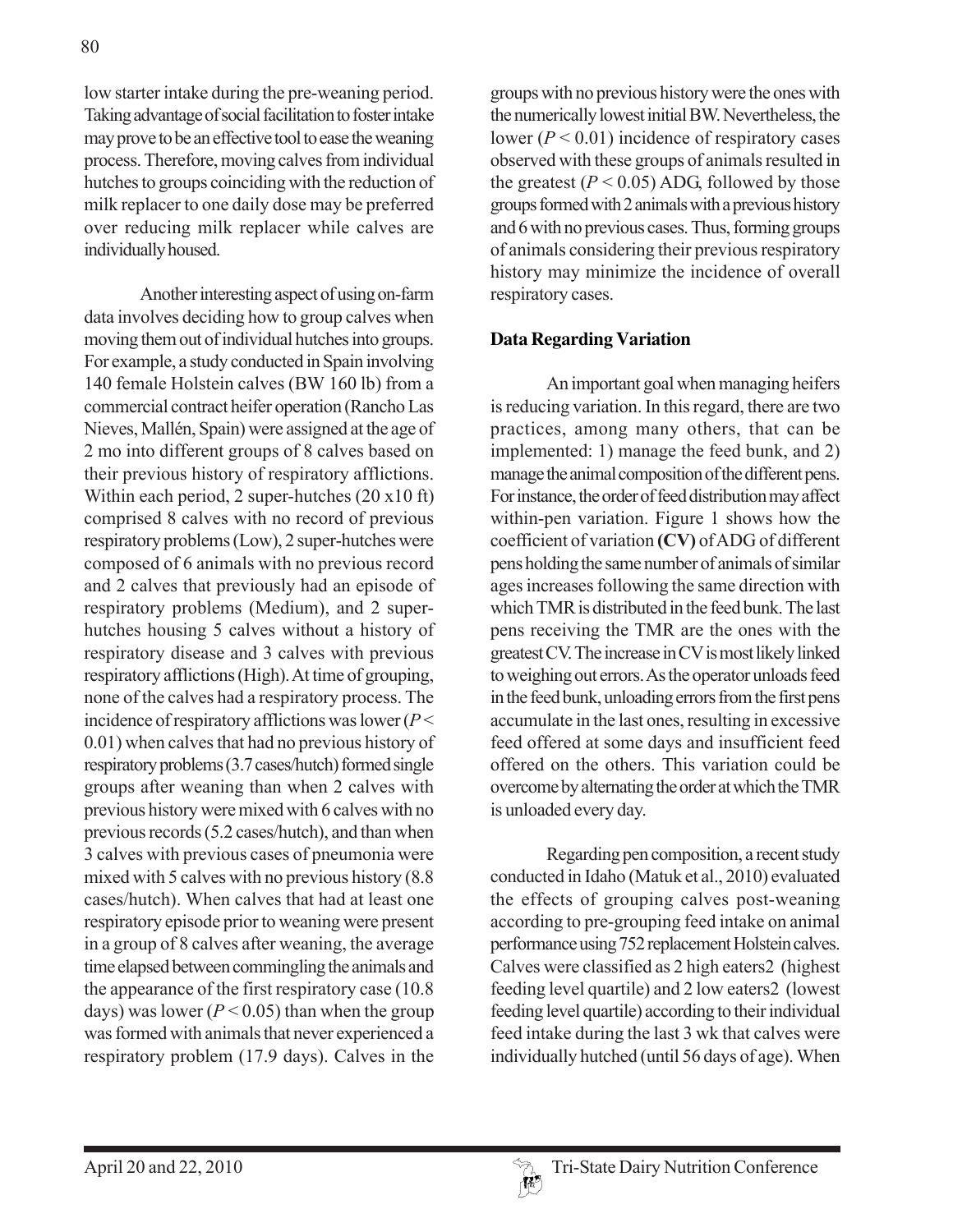low starter intake during the pre-weaning period. Taking advantage of social facilitation to foster intake may prove to be an effective tool to ease the weaning process. Therefore, moving calves from individual hutches to groups coinciding with the reduction of milk replacer to one daily dose may be preferred over reducing milk replacer while calves are individually housed.

Another interesting aspect of using on-farm data involves deciding how to group calves when moving them out of individual hutches into groups. For example, a study conducted in Spain involving 140 female Holstein calves (BW 160 lb) from a commercial contract heifer operation (Rancho Las Nieves, Mallén, Spain) were assigned at the age of 2 mo into different groups of 8 calves based on their previous history of respiratory afflictions. Within each period, 2 super-hutches (20 x10 ft) comprised 8 calves with no record of previous respiratory problems (Low), 2 super-hutches were composed of 6 animals with no previous record and 2 calves that previously had an episode of respiratory problems (Medium), and 2 super-hutches housing 5 calves without a history of respiratory disease and 3 calves with previous respiratory afflictions (High). At time of grouping, none of the calves had a respiratory process. The incidence of respiratory afflictions was lower ($P < 0.01$) when calves that had no previous history of respiratory problems (3.7 cases/hutch) formed single groups after weaning than when 2 calves with previous history were mixed with 6 calves with no previous records (5.2 cases/hutch), and than when 3 calves with previous cases of pneumonia were mixed with 5 calves with no previous history (8.8 cases/hutch). When calves that had at least one respiratory episode prior to weaning were present in a group of 8 calves after weaning, the average time elapsed between commingling the animals and the appearance of the first respiratory case (10.8 days) was lower ($P < 0.05$) than when the group was formed with animals that never experienced a respiratory problem (17.9 days). Calves in the groups with no previous history were the ones with the numerically lowest initial BW. Nevertheless, the lower ($P < 0.01$) incidence of respiratory cases observed with these groups of animals resulted in the greatest ($P < 0.05$) ADG, followed by those groups formed with 2 animals with a previous history and 6 with no previous cases. Thus, forming groups of animals considering their previous respiratory history may minimize the incidence of overall respiratory cases.

### Data Regarding Variation

An important goal when managing heifers is reducing variation. In this regard, there are two practices, among many others, that can be implemented: 1) manage the feed bunk, and 2) manage the animal composition of the different pens. For instance, the order of feed distribution may affect within-pen variation. Figure 1 shows how the coefficient of variation **(CV)** of ADG of different pens holding the same number of animals of similar ages increases following the same direction with which TMR is distributed in the feed bunk. The last pens receiving the TMR are the ones with the greatest CV. The increase in CV is most likely linked to weighing out errors. As the operator unloads feed in the feed bunk, unloading errors from the first pens accumulate in the last ones, resulting in excessive feed offered at some days and insufficient feed offered on the others. This variation could be overcome by alternating the order at which the TMR is unloaded every day.

Regarding pen composition, a recent study conducted in Idaho (Matuk et al., 2010) evaluated the effects of grouping calves post-weaning according to pre-grouping feed intake on animal performance using 752 replacement Holstein calves. Calves were classified as 2 high eaters2 (highest feeding level quartile) and 2 low eaters2 (lowest feeding level quartile) according to their individual feed intake during the last 3 wk that calves were individually hutched (until 56 days of age). When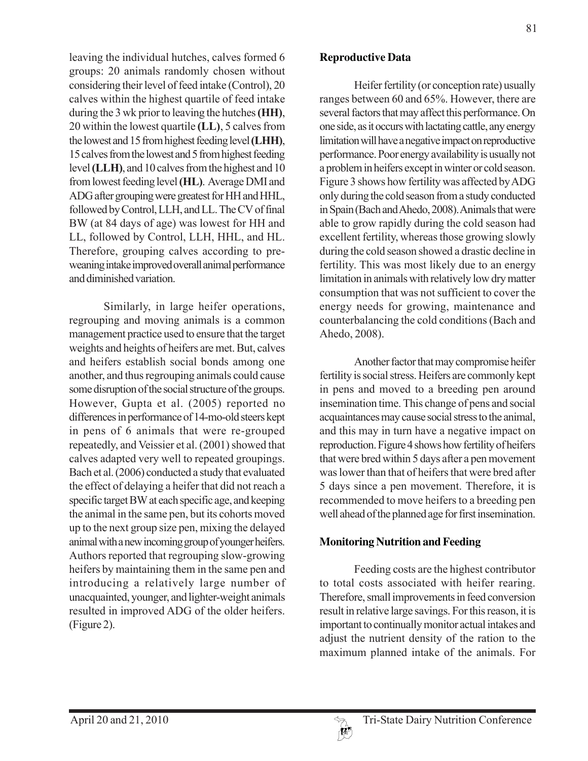leaving the individual hutches, calves formed 6 groups: 20 animals randomly chosen without considering their level of feed intake (Control), 20 calves within the highest quartile of feed intake during the 3 wk prior to leaving the hutches **(HH)**, 20 within the lowest quartile **(LL)**, 5 calves from the lowest and 15 from highest feeding level **(LHH)**, 15 calves from the lowest and 5 from highest feeding level **(LLH)**, and 10 calves from the highest and 10 from lowest feeding level **(HL)**. Average DMI and ADG after grouping were greatest for HH and HHL, followed by Control, LLH, and LL. The CV of final BW (at 84 days of age) was lowest for HH and LL, followed by Control, LLH, HHL, and HL. Therefore, grouping calves according to pre-weaning intake improved overall animal performance and diminished variation.

Similarly, in large heifer operations, regrouping and moving animals is a common management practice used to ensure that the target weights and heights of heifers are met. But, calves and heifers establish social bonds among one another, and thus regrouping animals could cause some disruption of the social structure of the groups. However, Gupta et al. (2005) reported no differences in performance of 14-mo-old steers kept in pens of 6 animals that were re-grouped repeatedly, and Veissier et al. (2001) showed that calves adapted very well to repeated groupings. Bach et al. (2006) conducted a study that evaluated the effect of delaying a heifer that did not reach a specific target BW at each specific age, and keeping the animal in the same pen, but its cohorts moved up to the next group size pen, mixing the delayed animal with a new incoming group of younger heifers. Authors reported that regrouping slow-growing heifers by maintaining them in the same pen and introducing a relatively large number of unacquainted, younger, and lighter-weight animals resulted in improved ADG of the older heifers. (Figure 2).

**Reproductive Data**

Heifer fertility (or conception rate) usually ranges between 60 and 65%. However, there are several factors that may affect this performance. On one side, as it occurs with lactating cattle, any energy limitation will have a negative impact on reproductive performance. Poor energy availability is usually not a problem in heifers except in winter or cold season. Figure 3 shows how fertility was affected by ADG only during the cold season from a study conducted in Spain (Bach and Ahedo, 2008). Animals that were able to grow rapidly during the cold season had excellent fertility, whereas those growing slowly during the cold season showed a drastic decline in fertility. This was most likely due to an energy limitation in animals with relatively low dry matter consumption that was not sufficient to cover the energy needs for growing, maintenance and counterbalancing the cold conditions (Bach and Ahedo, 2008).

Another factor that may compromise heifer fertility is social stress. Heifers are commonly kept in pens and moved to a breeding pen around insemination time. This change of pens and social acquaintances may cause social stress to the animal, and this may in turn have a negative impact on reproduction. Figure 4 shows how fertility of heifers that were bred within 5 days after a pen movement was lower than that of heifers that were bred after 5 days since a pen movement. Therefore, it is recommended to move heifers to a breeding pen well ahead of the planned age for first insemination.

**Monitoring Nutrition and Feeding**

Feeding costs are the highest contributor to total costs associated with heifer rearing. Therefore, small improvements in feed conversion result in relative large savings. For this reason, it is important to continually monitor actual intakes and adjust the nutrient density of the ration to the maximum planned intake of the animals. For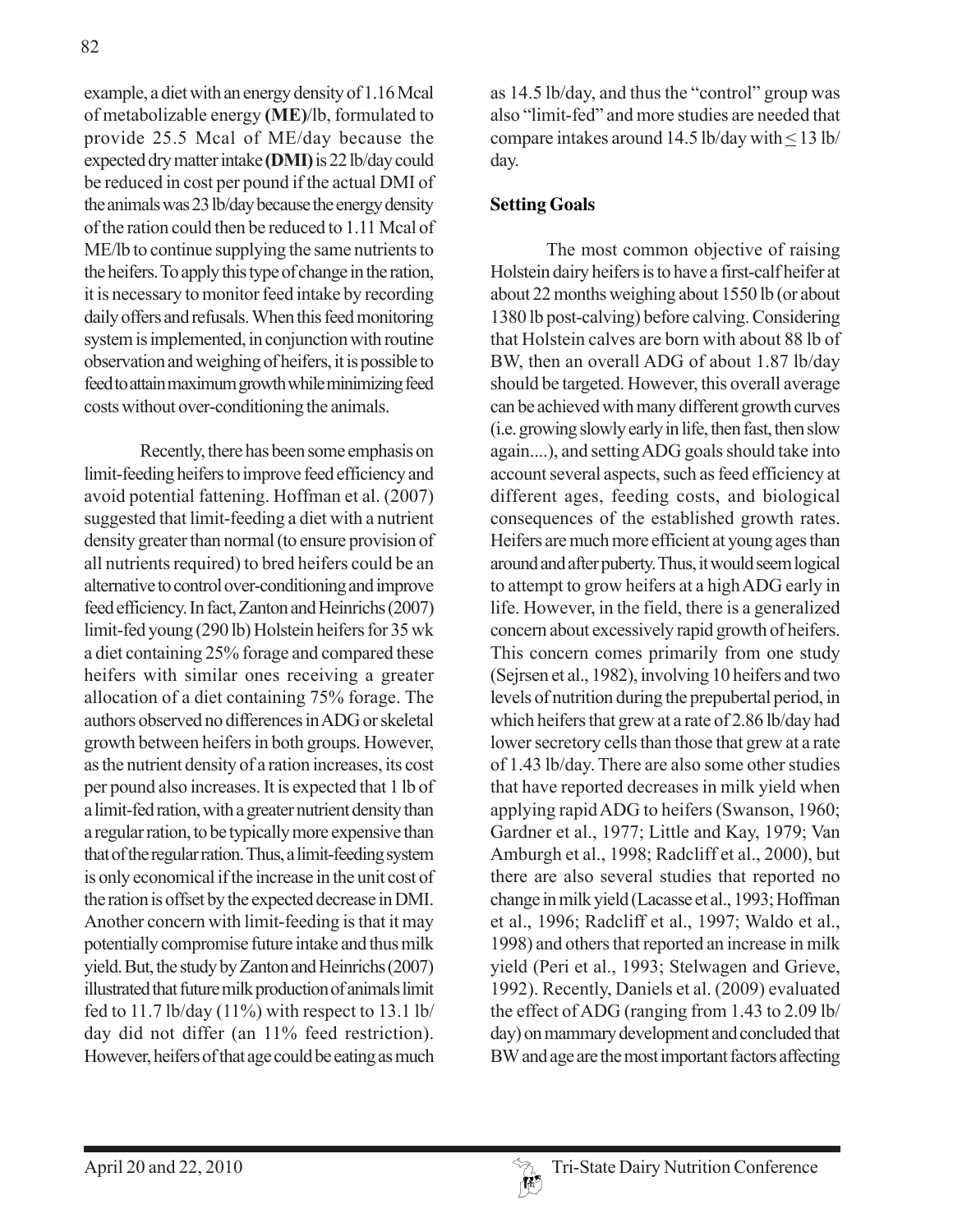example, a diet with an energy density of 1.16 Mcal of metabolizable energy **(ME)**/lb, formulated to provide 25.5 Mcal of ME/day because the expected dry matter intake **(DMI)** is 22 lb/day could be reduced in cost per pound if the actual DMI of the animals was 23 lb/day because the energy density of the ration could then be reduced to 1.11 Mcal of ME/lb to continue supplying the same nutrients to the heifers. To apply this type of change in the ration, it is necessary to monitor feed intake by recording daily offers and refusals. When this feed monitoring system is implemented, in conjunction with routine observation and weighing of heifers, it is possible to feed to attain maximum growth while minimizing feed costs without over-conditioning the animals.

Recently, there has been some emphasis on limit-feeding heifers to improve feed efficiency and avoid potential fattening. Hoffman et al. (2007) suggested that limit-feeding a diet with a nutrient density greater than normal (to ensure provision of all nutrients required) to bred heifers could be an alternative to control over-conditioning and improve feed efficiency. In fact, Zanton and Heinrichs (2007) limit-fed young (290 lb) Holstein heifers for 35 wk a diet containing 25% forage and compared these heifers with similar ones receiving a greater allocation of a diet containing 75% forage. The authors observed no differences in ADG or skeletal growth between heifers in both groups. However, as the nutrient density of a ration increases, its cost per pound also increases. It is expected that 1 lb of a limit-fed ration, with a greater nutrient density than a regular ration, to be typically more expensive than that of the regular ration. Thus, a limit-feeding system is only economical if the increase in the unit cost of the ration is offset by the expected decrease in DMI. Another concern with limit-feeding is that it may potentially compromise future intake and thus milk yield. But, the study by Zanton and Heinrichs (2007) illustrated that future milk production of animals limit fed to 11.7 lb/day (11%) with respect to 13.1 lb/day did not differ (an 11% feed restriction). However, heifers of that age could be eating as much as 14.5 lb/day, and thus the "control" group was also "limit-fed" and more studies are needed that compare intakes around 14.5 lb/day with ≤ 13 lb/day.

**Setting Goals**

The most common objective of raising Holstein dairy heifers is to have a first-calf heifer at about 22 months weighing about 1550 lb (or about 1380 lb post-calving) before calving. Considering that Holstein calves are born with about 88 lb of BW, then an overall ADG of about 1.87 lb/day should be targeted. However, this overall average can be achieved with many different growth curves (i.e. growing slowly early in life, then fast, then slow again....), and setting ADG goals should take into account several aspects, such as feed efficiency at different ages, feeding costs, and biological consequences of the established growth rates. Heifers are much more efficient at young ages than around and after puberty. Thus, it would seem logical to attempt to grow heifers at a high ADG early in life. However, in the field, there is a generalized concern about excessively rapid growth of heifers. This concern comes primarily from one study (Sejrsen et al., 1982), involving 10 heifers and two levels of nutrition during the prepubertal period, in which heifers that grew at a rate of 2.86 lb/day had lower secretory cells than those that grew at a rate of 1.43 lb/day. There are also some other studies that have reported decreases in milk yield when applying rapid ADG to heifers (Swanson, 1960; Gardner et al., 1977; Little and Kay, 1979; Van Amburgh et al., 1998; Radcliff et al., 2000), but there are also several studies that reported no change in milk yield (Lacasse et al., 1993; Hoffman et al., 1996; Radcliff et al., 1997; Waldo et al., 1998) and others that reported an increase in milk yield (Peri et al., 1993; Stelwagen and Grieve, 1992). Recently, Daniels et al. (2009) evaluated the effect of ADG (ranging from 1.43 to 2.09 lb/day) on mammary development and concluded that BW and age are the most important factors affecting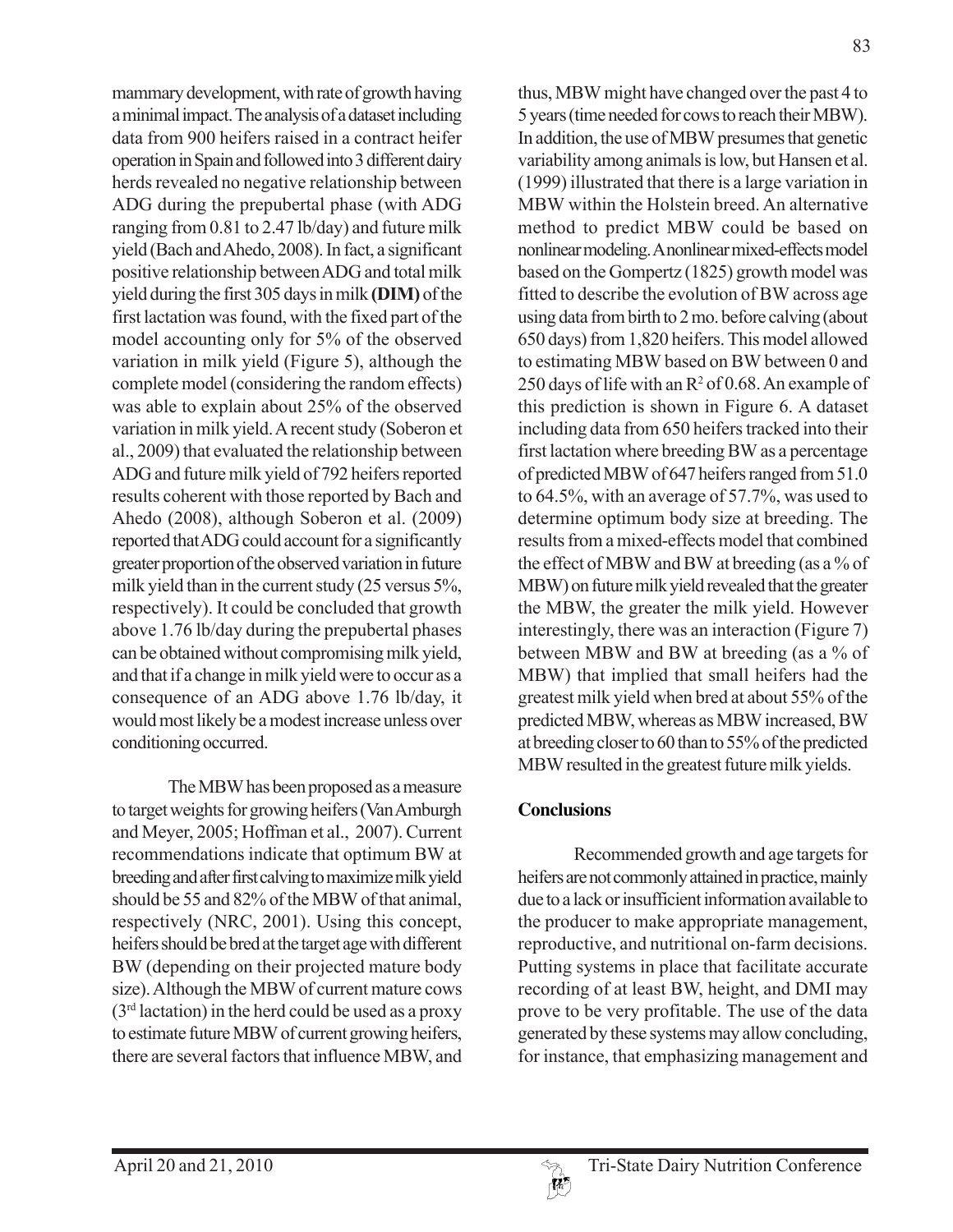mammary development, with rate of growth having a minimal impact. The analysis of a dataset including data from 900 heifers raised in a contract heifer operation in Spain and followed into 3 different dairy herds revealed no negative relationship between ADG during the prepubertal phase (with ADG ranging from 0.81 to 2.47 lb/day) and future milk yield (Bach and Ahedo, 2008). In fact, a significant positive relationship between ADG and total milk yield during the first 305 days in milk **(DIM)** of the first lactation was found, with the fixed part of the model accounting only for 5% of the observed variation in milk yield (Figure 5), although the complete model (considering the random effects) was able to explain about 25% of the observed variation in milk yield. A recent study (Soberon et al., 2009) that evaluated the relationship between ADG and future milk yield of 792 heifers reported results coherent with those reported by Bach and Ahedo (2008), although Soberon et al. (2009) reported that ADG could account for a significantly greater proportion of the observed variation in future milk yield than in the current study (25 versus 5%, respectively). It could be concluded that growth above 1.76 lb/day during the prepubertal phases can be obtained without compromising milk yield, and that if a change in milk yield were to occur as a consequence of an ADG above 1.76 lb/day, it would most likely be a modest increase unless over conditioning occurred.

The MBW has been proposed as a measure to target weights for growing heifers (Van Amburgh and Meyer, 2005; Hoffman et al., 2007). Current recommendations indicate that optimum BW at breeding and after first calving to maximize milk yield should be 55 and 82% of the MBW of that animal, respectively (NRC, 2001). Using this concept, heifers should be bred at the target age with different BW (depending on their projected mature body size). Although the MBW of current mature cows (3rd lactation) in the herd could be used as a proxy to estimate future MBW of current growing heifers, there are several factors that influence MBW, and thus, MBW might have changed over the past 4 to 5 years (time needed for cows to reach their MBW). In addition, the use of MBW presumes that genetic variability among animals is low, but Hansen et al. (1999) illustrated that there is a large variation in MBW within the Holstein breed. An alternative method to predict MBW could be based on nonlinear modeling. A nonlinear mixed-effects model based on the Gompertz (1825) growth model was fitted to describe the evolution of BW across age using data from birth to 2 mo. before calving (about 650 days) from 1,820 heifers. This model allowed to estimating MBW based on BW between 0 and 250 days of life with an $R^2$ of 0.68. An example of this prediction is shown in Figure 6. A dataset including data from 650 heifers tracked into their first lactation where breeding BW as a percentage of predicted MBW of 647 heifers ranged from 51.0 to 64.5%, with an average of 57.7%, was used to determine optimum body size at breeding. The results from a mixed-effects model that combined the effect of MBW and BW at breeding (as a % of MBW) on future milk yield revealed that the greater the MBW, the greater the milk yield. However interestingly, there was an interaction (Figure 7) between MBW and BW at breeding (as a % of MBW) that implied that small heifers had the greatest milk yield when bred at about 55% of the predicted MBW, whereas as MBW increased, BW at breeding closer to 60 than to 55% of the predicted MBW resulted in the greatest future milk yields.

## Conclusions

Recommended growth and age targets for heifers are not commonly attained in practice, mainly due to a lack or insufficient information available to the producer to make appropriate management, reproductive, and nutritional on-farm decisions. Putting systems in place that facilitate accurate recording of at least BW, height, and DMI may prove to be very profitable. The use of the data generated by these systems may allow concluding, for instance, that emphasizing management and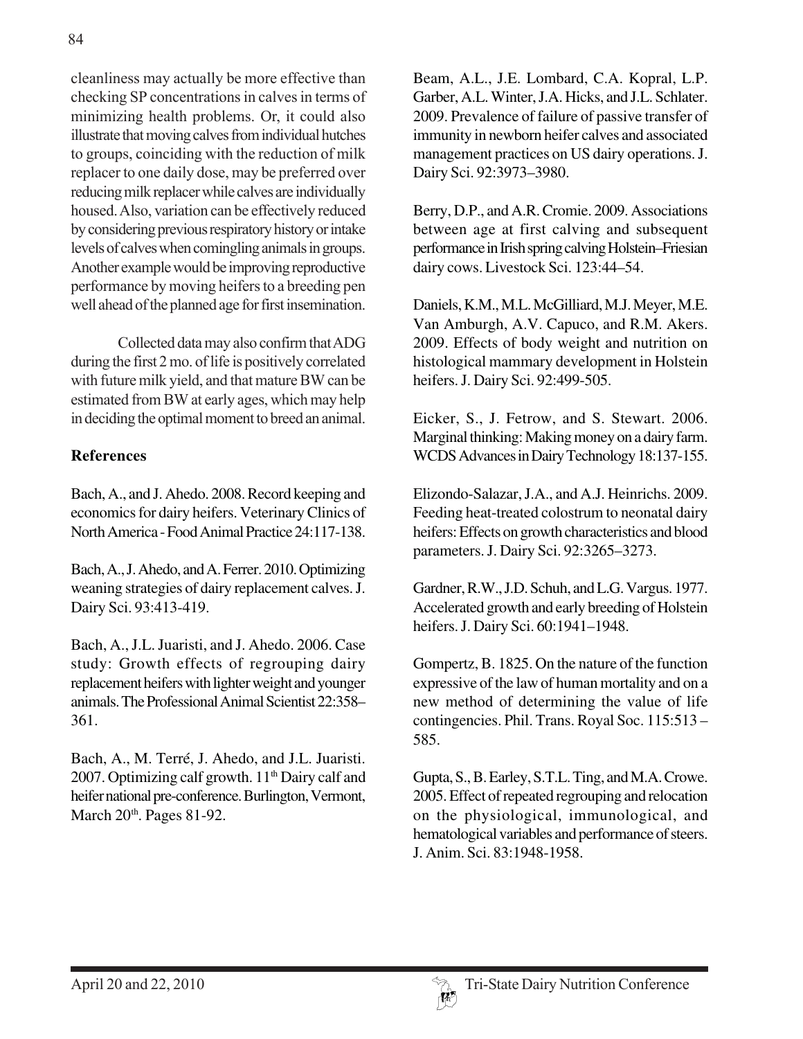cleanliness may actually be more effective than checking SP concentrations in calves in terms of minimizing health problems. Or, it could also illustrate that moving calves from individual hutches to groups, coinciding with the reduction of milk replacer to one daily dose, may be preferred over reducing milk replacer while calves are individually housed. Also, variation can be effectively reduced by considering previous respiratory history or intake levels of calves when comingling animals in groups. Another example would be improving reproductive performance by moving heifers to a breeding pen well ahead of the planned age for first insemination.

Collected data may also confirm that ADG during the first 2 mo. of life is positively correlated with future milk yield, and that mature BW can be estimated from BW at early ages, which may help in deciding the optimal moment to breed an animal.

## References

Bach, A., and J. Ahedo. 2008. Record keeping and economics for dairy heifers. Veterinary Clinics of North America - Food Animal Practice 24:117-138.

Bach, A., J. Ahedo, and A. Ferrer. 2010. Optimizing weaning strategies of dairy replacement calves. J. Dairy Sci. 93:413-419.

Bach, A., J.L. Juaristi, and J. Ahedo. 2006. Case study: Growth effects of regrouping dairy replacement heifers with lighter weight and younger animals. The Professional Animal Scientist 22:358–361.

Bach, A., M. Terré, J. Ahedo, and J.L. Juaristi. 2007. Optimizing calf growth. 11th Dairy calf and heifer national pre-conference. Burlington, Vermont, March 20th. Pages 81-92.

Beam, A.L., J.E. Lombard, C.A. Kopral, L.P. Garber, A.L. Winter, J.A. Hicks, and J.L. Schlater. 2009. Prevalence of failure of passive transfer of immunity in newborn heifer calves and associated management practices on US dairy operations. J. Dairy Sci. 92:3973–3980.

Berry, D.P., and A.R. Cromie. 2009. Associations between age at first calving and subsequent performance in Irish spring calving Holstein–Friesian dairy cows. Livestock Sci. 123:44–54.

Daniels, K.M., M.L. McGilliard, M.J. Meyer, M.E. Van Amburgh, A.V. Capuco, and R.M. Akers. 2009. Effects of body weight and nutrition on histological mammary development in Holstein heifers. J. Dairy Sci. 92:499-505.

Eicker, S., J. Fetrow, and S. Stewart. 2006. Marginal thinking: Making money on a dairy farm. WCDS Advances in Dairy Technology 18:137-155.

Elizondo-Salazar, J.A., and A.J. Heinrichs. 2009. Feeding heat-treated colostrum to neonatal dairy heifers: Effects on growth characteristics and blood parameters. J. Dairy Sci. 92:3265–3273.

Gardner, R.W., J.D. Schuh, and L.G. Vargus. 1977. Accelerated growth and early breeding of Holstein heifers. J. Dairy Sci. 60:1941–1948.

Gompertz, B. 1825. On the nature of the function expressive of the law of human mortality and on a new method of determining the value of life contingencies. Phil. Trans. Royal Soc. 115:513 – 585.

Gupta, S., B. Earley, S.T.L. Ting, and M.A. Crowe. 2005. Effect of repeated regrouping and relocation on the physiological, immunological, and hematological variables and performance of steers. J. Anim. Sci. 83:1948-1958.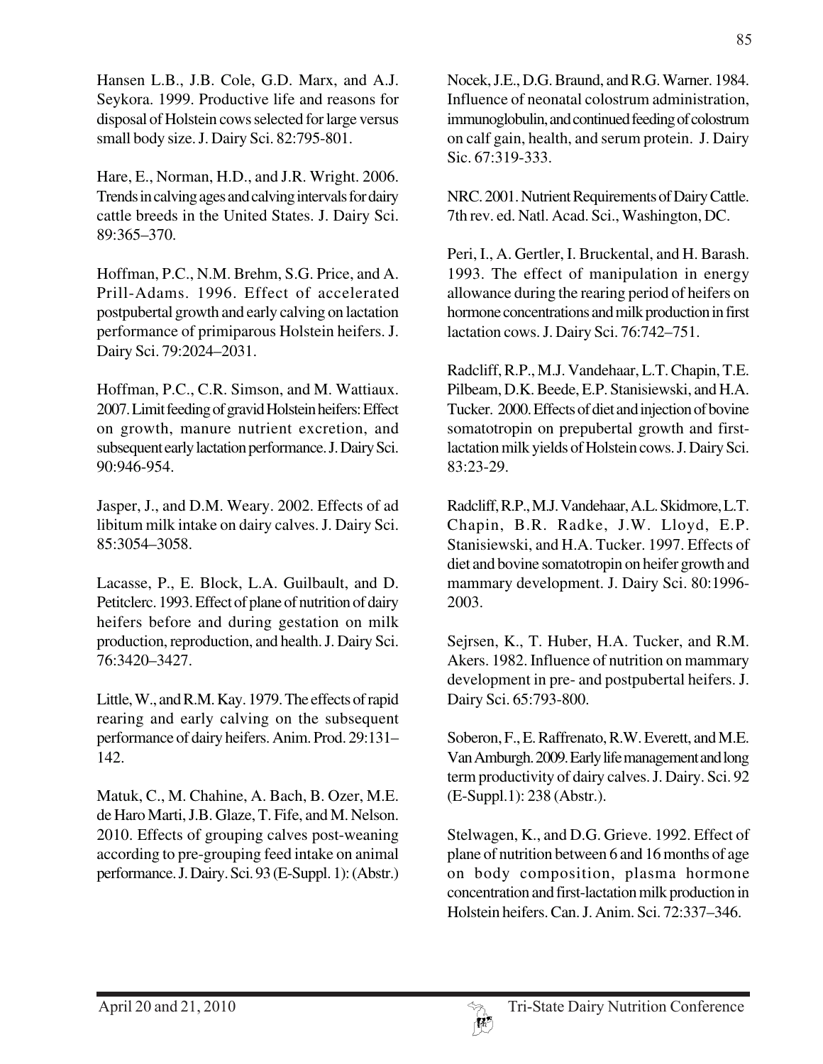Hansen L.B., J.B. Cole, G.D. Marx, and A.J. Seykora. 1999. Productive life and reasons for disposal of Holstein cows selected for large versus small body size. J. Dairy Sci. 82:795-801.

Hare, E., Norman, H.D., and J.R. Wright. 2006. Trends in calving ages and calving intervals for dairy cattle breeds in the United States. J. Dairy Sci. 89:365–370.

Hoffman, P.C., N.M. Brehm, S.G. Price, and A. Prill-Adams. 1996. Effect of accelerated postpubertal growth and early calving on lactation performance of primiparous Holstein heifers. J. Dairy Sci. 79:2024–2031.

Hoffman, P.C., C.R. Simson, and M. Wattiaux. 2007. Limit feeding of gravid Holstein heifers: Effect on growth, manure nutrient excretion, and subsequent early lactation performance. J. Dairy Sci. 90:946-954.

Jasper, J., and D.M. Weary. 2002. Effects of ad libitum milk intake on dairy calves. J. Dairy Sci. 85:3054–3058.

Lacasse, P., E. Block, L.A. Guilbault, and D. Petitclerc. 1993. Effect of plane of nutrition of dairy heifers before and during gestation on milk production, reproduction, and health. J. Dairy Sci. 76:3420–3427.

Little, W., and R.M. Kay. 1979. The effects of rapid rearing and early calving on the subsequent performance of dairy heifers. Anim. Prod. 29:131–142.

Matuk, C., M. Chahine, A. Bach, B. Ozer, M.E. de Haro Marti, J.B. Glaze, T. Fife, and M. Nelson. 2010. Effects of grouping calves post-weaning according to pre-grouping feed intake on animal performance. J. Dairy. Sci. 93 (E-Suppl. 1): (Abstr.)

Nocek, J.E., D.G. Braund, and R.G. Warner. 1984. Influence of neonatal colostrum administration, immunoglobulin, and continued feeding of colostrum on calf gain, health, and serum protein. J. Dairy Sic. 67:319-333.

NRC. 2001. Nutrient Requirements of Dairy Cattle. 7th rev. ed. Natl. Acad. Sci., Washington, DC.

Peri, I., A. Gertler, I. Bruckental, and H. Barash. 1993. The effect of manipulation in energy allowance during the rearing period of heifers on hormone concentrations and milk production in first lactation cows. J. Dairy Sci. 76:742–751.

Radcliff, R.P., M.J. Vandehaar, L.T. Chapin, T.E. Pilbeam, D.K. Beede, E.P. Stanisiewski, and H.A. Tucker. 2000. Effects of diet and injection of bovine somatotropin on prepubertal growth and first-lactation milk yields of Holstein cows. J. Dairy Sci. 83:23-29.

Radcliff, R.P., M.J. Vandehaar, A.L. Skidmore, L.T. Chapin, B.R. Radke, J.W. Lloyd, E.P. Stanisiewski, and H.A. Tucker. 1997. Effects of diet and bovine somatotropin on heifer growth and mammary development. J. Dairy Sci. 80:1996-2003.

Sejrsen, K., T. Huber, H.A. Tucker, and R.M. Akers. 1982. Influence of nutrition on mammary development in pre- and postpubertal heifers. J. Dairy Sci. 65:793-800.

Soberon, F., E. Raffrenato, R.W. Everett, and M.E. Van Amburgh. 2009. Early life management and long term productivity of dairy calves. J. Dairy. Sci. 92 (E-Suppl.1): 238 (Abstr.).

Stelwagen, K., and D.G. Grieve. 1992. Effect of plane of nutrition between 6 and 16 months of age on body composition, plasma hormone concentration and first-lactation milk production in Holstein heifers. Can. J. Anim. Sci. 72:337–346.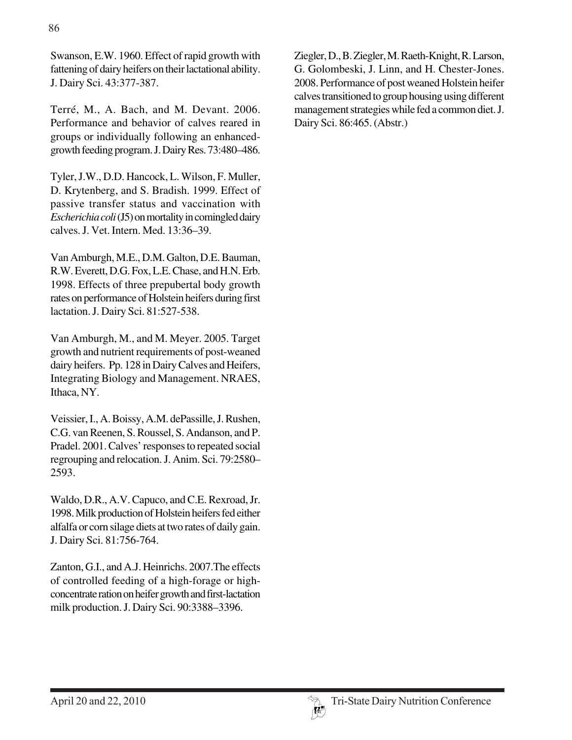Swanson, E.W. 1960. Effect of rapid growth with fattening of dairy heifers on their lactational ability. J. Dairy Sci. 43:377-387.

Terré, M., A. Bach, and M. Devant. 2006. Performance and behavior of calves reared in groups or individually following an enhanced-growth feeding program. J. Dairy Res. 73:480–486.

Tyler, J.W., D.D. Hancock, L. Wilson, F. Muller, D. Krytenberg, and S. Bradish. 1999. Effect of passive transfer status and vaccination with *Escherichia coli* (J5) on mortality in comingled dairy calves. J. Vet. Intern. Med. 13:36–39.

Van Amburgh, M.E., D.M. Galton, D.E. Bauman, R.W. Everett, D.G. Fox, L.E. Chase, and H.N. Erb. 1998. Effects of three prepubertal body growth rates on performance of Holstein heifers during first lactation. J. Dairy Sci. 81:527-538.

Van Amburgh, M., and M. Meyer. 2005. Target growth and nutrient requirements of post-weaned dairy heifers. Pp. 128 in Dairy Calves and Heifers, Integrating Biology and Management. NRAES, Ithaca, NY.

Veissier, I., A. Boissy, A.M. dePassille, J. Rushen, C.G. van Reenen, S. Roussel, S. Andanson, and P. Pradel. 2001. Calves' responses to repeated social regrouping and relocation. J. Anim. Sci. 79:2580–2593.

Waldo, D.R., A.V. Capuco, and C.E. Rexroad, Jr. 1998. Milk production of Holstein heifers fed either alfalfa or corn silage diets at two rates of daily gain. J. Dairy Sci. 81:756-764.

Zanton, G.I., and A.J. Heinrichs. 2007.The effects of controlled feeding of a high-forage or high-concentrate ration on heifer growth and first-lactation milk production. J. Dairy Sci. 90:3388–3396.

Ziegler, D., B. Ziegler, M. Raeth-Knight, R. Larson, G. Golombeski, J. Linn, and H. Chester-Jones. 2008. Performance of post weaned Holstein heifer calves transitioned to group housing using different management strategies while fed a common diet. J. Dairy Sci. 86:465. (Abstr.)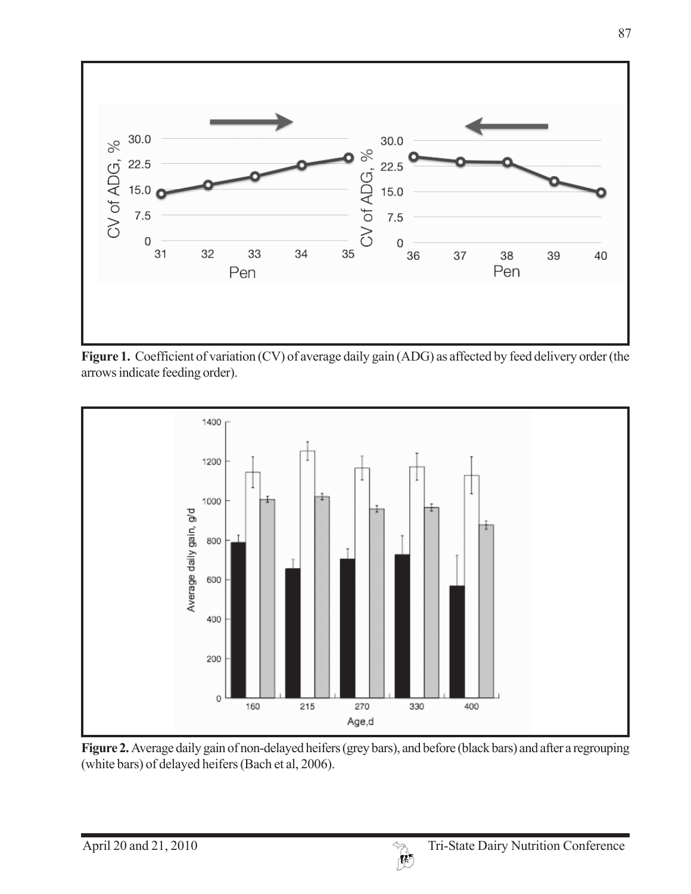**Figure 1.** Coefficient of variation (CV) of average daily gain (ADG) as affected by feed delivery order (the arrows indicate feeding order).

**Figure 2.** Average daily gain of non-delayed heifers (grey bars), and before (black bars) and after a regrouping (white bars) of delayed heifers (Bach et al, 2006).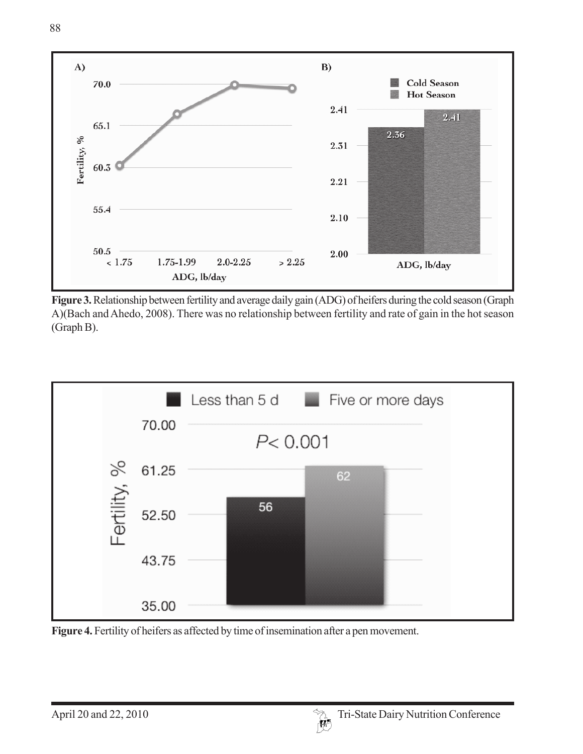**Figure 3.** Relationship between fertility and average daily gain (ADG) of heifers during the cold season (Graph A)(Bach and Ahedo, 2008). There was no relationship between fertility and rate of gain in the hot season (Graph B).

**Figure 4.** Fertility of heifers as affected by time of insemination after a pen movement.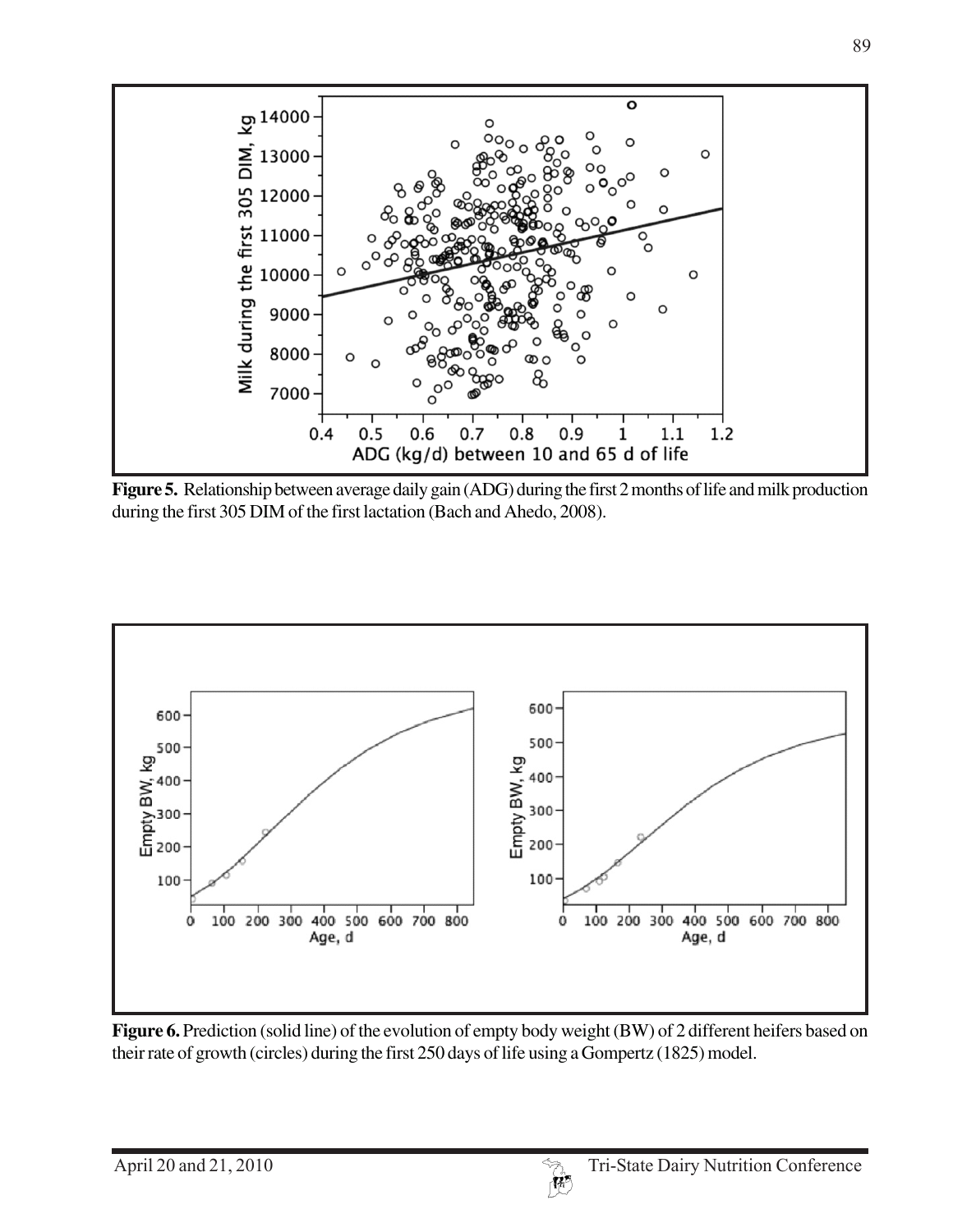**Figure 5.** Relationship between average daily gain (ADG) during the first 2 months of life and milk production during the first 305 DIM of the first lactation (Bach and Ahedo, 2008).

**Figure 6.** Prediction (solid line) of the evolution of empty body weight (BW) of 2 different heifers based on their rate of growth (circles) during the first 250 days of life using a Gompertz (1825) model.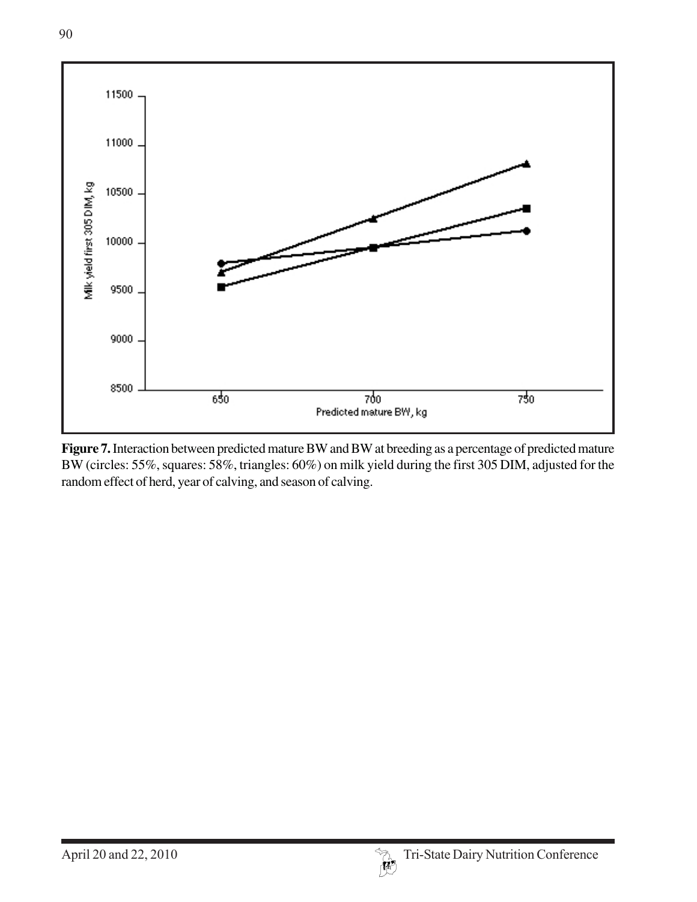11500

11000

10500

10000

9500

9000

8500

Milk yield first 305 DIM, kg

650

700

750

Predicted mature BW, kg

**Figure 7.** Interaction between predicted mature BW and BW at breeding as a percentage of predicted mature BW (circles: 55%, squares: 58%, triangles: 60%) on milk yield during the first 305 DIM, adjusted for the random effect of herd, year of calving, and season of calving.